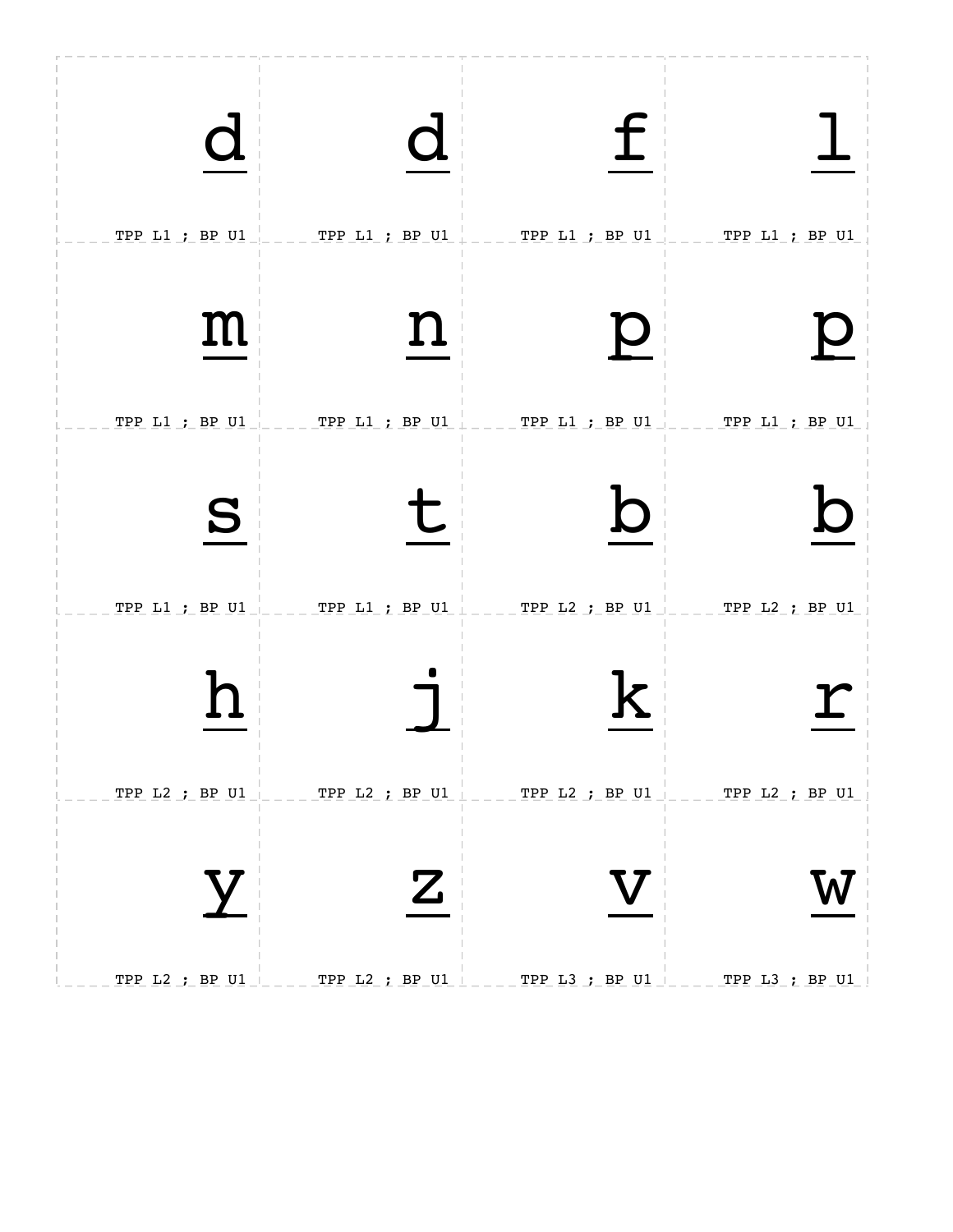| | | | |
|---|---|---|---|
| <u>d</u><br>TPP L1 ; BP U1 | <u>d</u><br>TPP L1 ; BP U1 | <u>f</u><br>TPP L1 ; BP U1 | <u>l</u><br>TPP L1 ; BP U1 |
| <u>m</u><br>TPP L1 ; BP U1 | <u>n</u><br>TPP L1 ; BP U1 | <u>p</u><br>TPP L1 ; BP U1 | <u>p</u><br>TPP L1 ; BP U1 |
| <u>s</u><br>TPP L1 ; BP U1 | <u>t</u><br>TPP L1 ; BP U1 | <u>b</u><br>TPP L2 ; BP U1 | <u>b</u><br>TPP L2 ; BP U1 |
| <u>h</u><br>TPP L2 ; BP U1 | <u>j</u><br>TPP L2 ; BP U1 | <u>k</u><br>TPP L2 ; BP U1 | <u>r</u><br>TPP L2 ; BP U1 |
| <u>y</u><br>TPP L2 ; BP U1 | <u>z</u><br>TPP L2 ; BP U1 | <u>v</u><br>TPP L3 ; BP U1 | <u>w</u><br>TPP L3 ; BP U1 |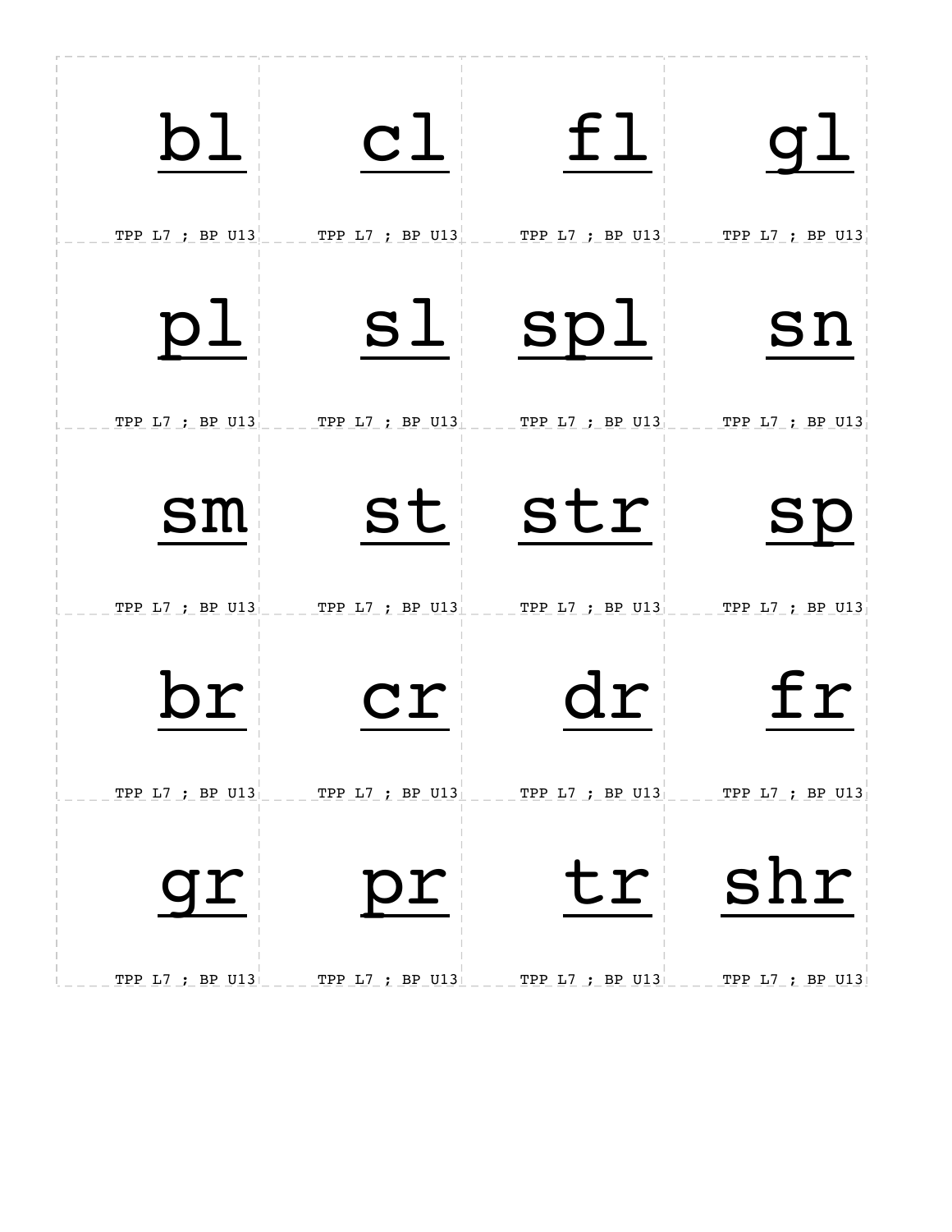| | | | |
|---|---|---|---|
| bl<br>TPP L7 ; BP U13 | cl<br>TPP L7 ; BP U13 | fl<br>TPP L7 ; BP U13 | gl<br>TPP L7 ; BP U13 |
| pl<br>TPP L7 ; BP U13 | sl<br>TPP L7 ; BP U13 | spl<br>TPP L7 ; BP U13 | sn<br>TPP L7 ; BP U13 |
| sm<br>TPP L7 ; BP U13 | st<br>TPP L7 ; BP U13 | str<br>TPP L7 ; BP U13 | sp<br>TPP L7 ; BP U13 |
| br<br>TPP L7 ; BP U13 | cr<br>TPP L7 ; BP U13 | dr<br>TPP L7 ; BP U13 | fr<br>TPP L7 ; BP U13 |
| gr<br>TPP L7 ; BP U13 | pr<br>TPP L7 ; BP U13 | tr<br>TPP L7 ; BP U13 | shr<br>TPP L7 ; BP U13 |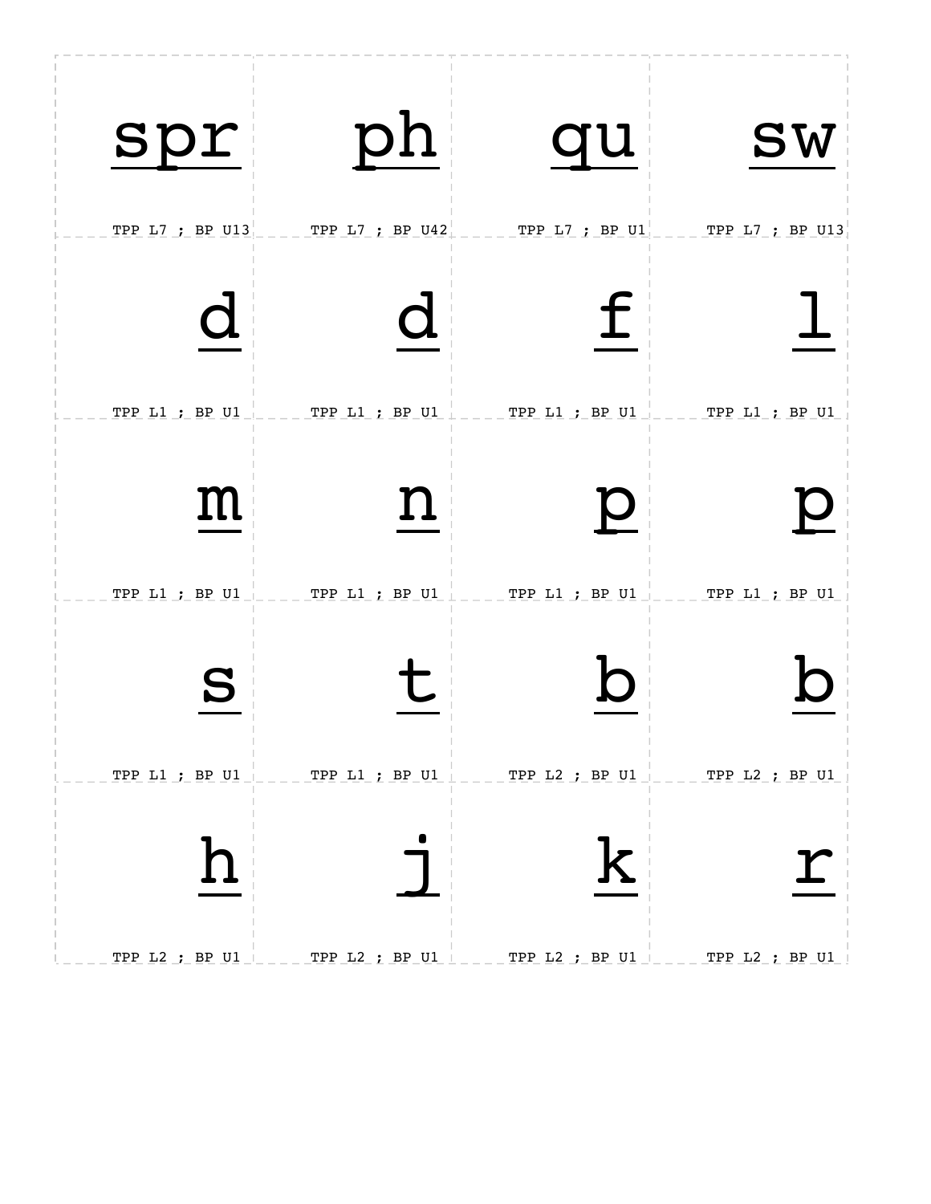| | | | |
|---|---|---|---|
| spr<br>TPP L7 ; BP U13 | ph<br>TPP L7 ; BP U42 | qu<br>TPP L7 ; BP U1 | sw<br>TPP L7 ; BP U13 |
| d<br>TPP L1 ; BP U1 | d<br>TPP L1 ; BP U1 | f<br>TPP L1 ; BP U1 | l<br>TPP L1 ; BP U1 |
| m<br>TPP L1 ; BP U1 | n<br>TPP L1 ; BP U1 | p<br>TPP L1 ; BP U1 | p<br>TPP L1 ; BP U1 |
| s<br>TPP L1 ; BP U1 | t<br>TPP L1 ; BP U1 | b<br>TPP L2 ; BP U1 | b<br>TPP L2 ; BP U1 |
| h<br>TPP L2 ; BP U1 | j<br>TPP L2 ; BP U1 | k<br>TPP L2 ; BP U1 | r<br>TPP L2 ; BP U1 |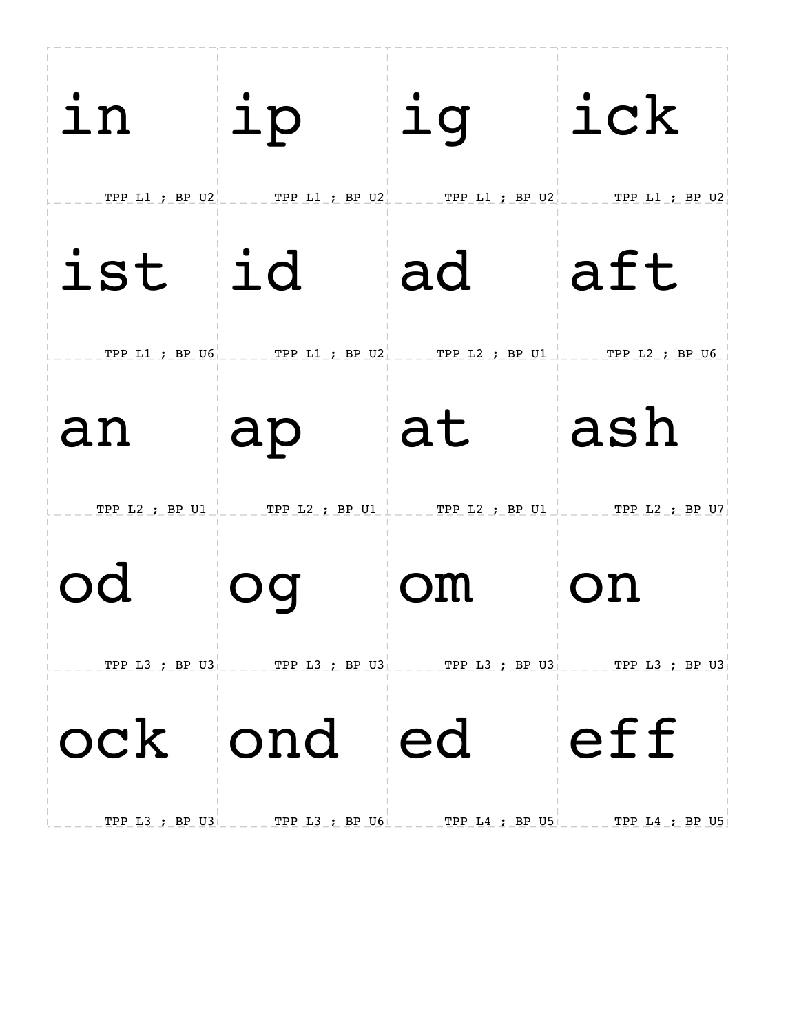| | | | |
|---|---|---|---|
| in<br>TPP L1 ; BP U2 | ip<br>TPP L1 ; BP U2 | ig<br>TPP L1 ; BP U2 | ick<br>TPP L1 ; BP U2 |
| ist<br>TPP L1 ; BP U6 | id<br>TPP L1 ; BP U2 | ad<br>TPP L2 ; BP U1 | aft<br>TPP L2 ; BP U6 |
| an<br>TPP L2 ; BP U1 | ap<br>TPP L2 ; BP U1 | at<br>TPP L2 ; BP U1 | ash<br>TPP L2 ; BP U7 |
| od<br>TPP L3 ; BP U3 | og<br>TPP L3 ; BP U3 | om<br>TPP L3 ; BP U3 | on<br>TPP L3 ; BP U3 |
| ock<br>TPP L3 ; BP U3 | ond<br>TPP L3 ; BP U6 | ed<br>TPP L4 ; BP U5 | eff<br>TPP L4 ; BP U5 |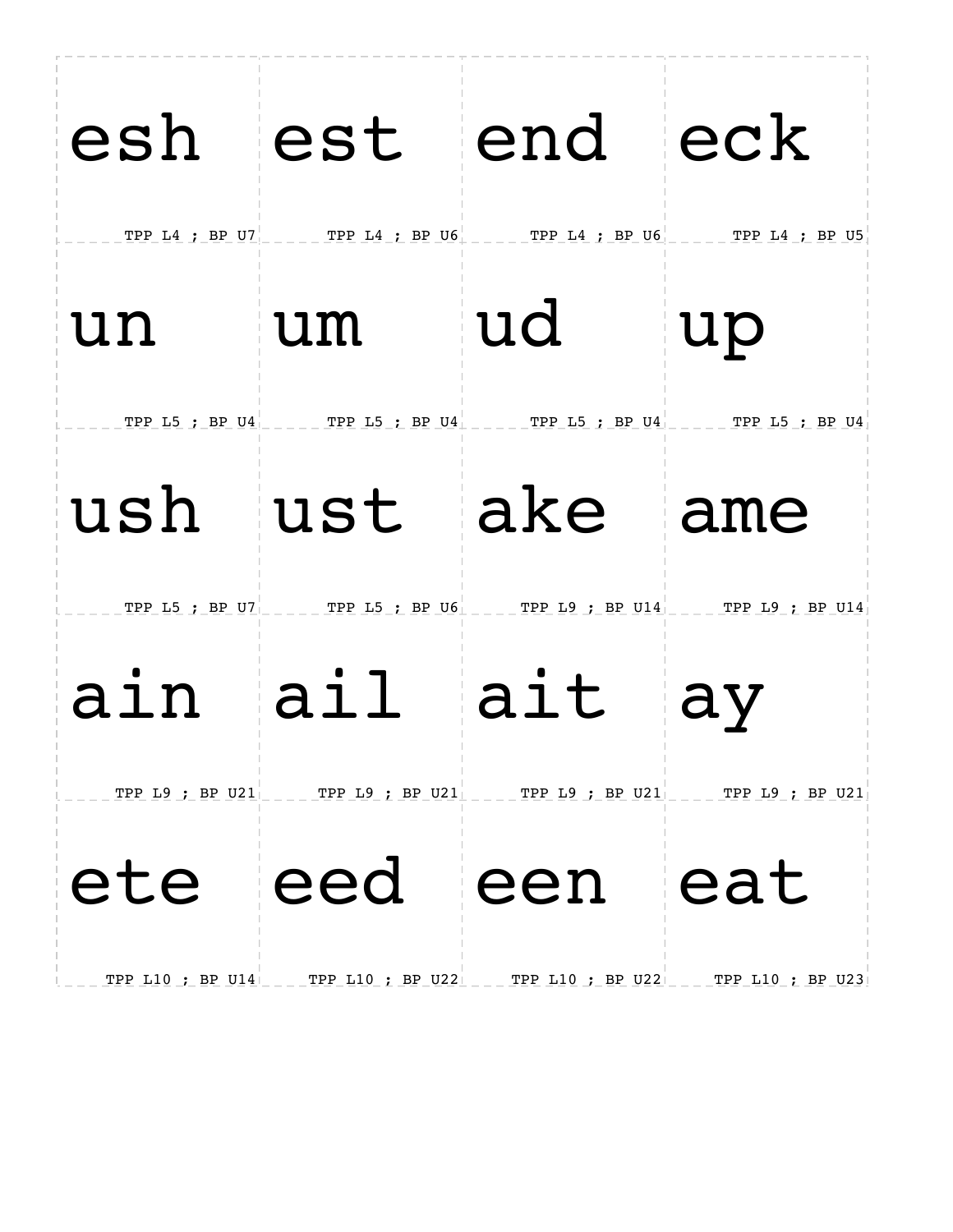| | | | |
|---|---|---|---|
| esh<br>TPP L4 ; BP U7 | est<br>TPP L4 ; BP U6 | end<br>TPP L4 ; BP U6 | eck<br>TPP L4 ; BP U5 |
| un<br>TPP L5 ; BP U4 | um<br>TPP L5 ; BP U4 | ud<br>TPP L5 ; BP U4 | up<br>TPP L5 ; BP U4 |
| ush<br>TPP L5 ; BP U7 | ust<br>TPP L5 ; BP U6 | ake<br>TPP L9 ; BP U14 | ame<br>TPP L9 ; BP U14 |
| ain<br>TPP L9 ; BP U21 | ail<br>TPP L9 ; BP U21 | ait<br>TPP L9 ; BP U21 | ay<br>TPP L9 ; BP U21 |
| ete<br>TPP L10 ; BP U14 | eed<br>TPP L10 ; BP U22 | een<br>TPP L10 ; BP U22 | eat<br>TPP L10 ; BP U23 |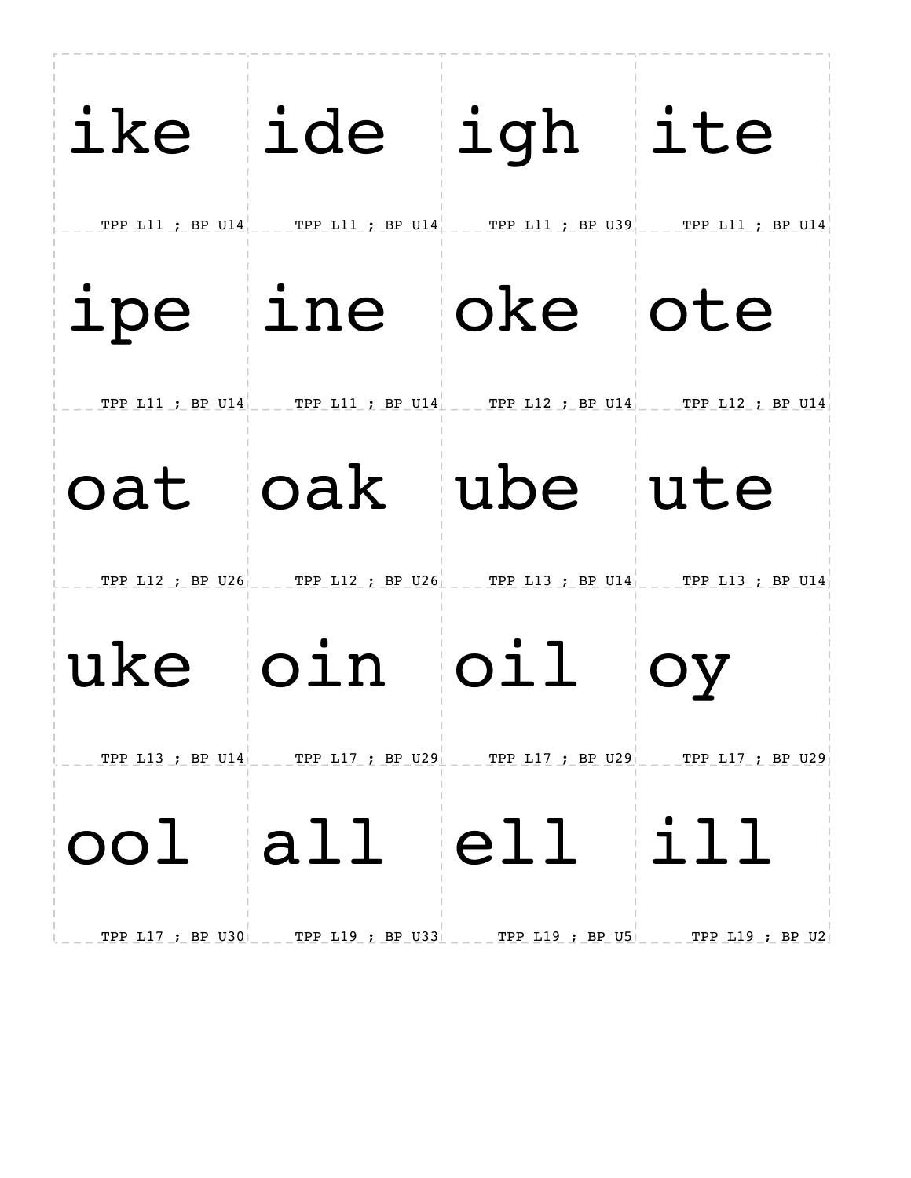| | | | |
|---|---|---|---|
| ike<br>TPP L11 ; BP U14 | ide<br>TPP L11 ; BP U14 | igh<br>TPP L11 ; BP U39 | ite<br>TPP L11 ; BP U14 |
| ipe<br>TPP L11 ; BP U14 | ine<br>TPP L11 ; BP U14 | oke<br>TPP L12 ; BP U14 | ote<br>TPP L12 ; BP U14 |
| oat<br>TPP L12 ; BP U26 | oak<br>TPP L12 ; BP U26 | ube<br>TPP L13 ; BP U14 | ute<br>TPP L13 ; BP U14 |
| uke<br>TPP L13 ; BP U14 | oin<br>TPP L17 ; BP U29 | oil<br>TPP L17 ; BP U29 | oy<br>TPP L17 ; BP U29 |
| ool<br>TPP L17 ; BP U30 | all<br>TPP L19 ; BP U33 | ell<br>TPP L19 ; BP U5 | ill<br>TPP L19 ; BP U2 |